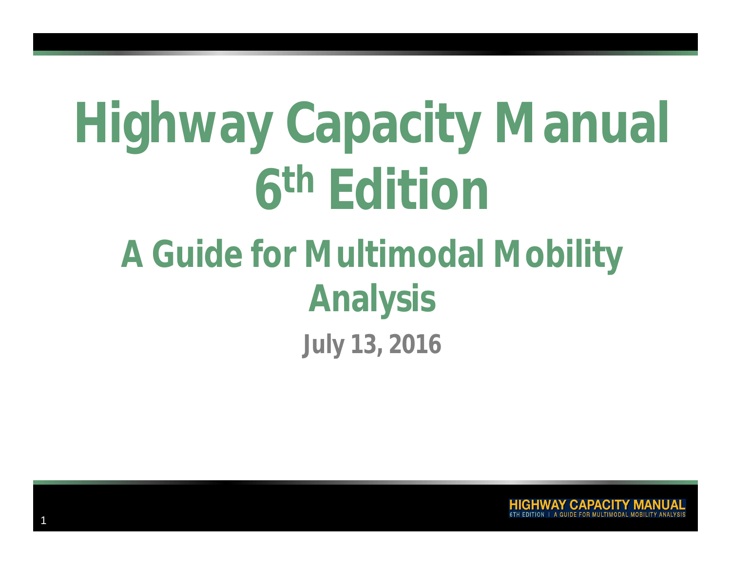# Highway Capacity Manual 6th Edition

## A Guide for Multimodal Mobility Analysis

**July 13, 2016**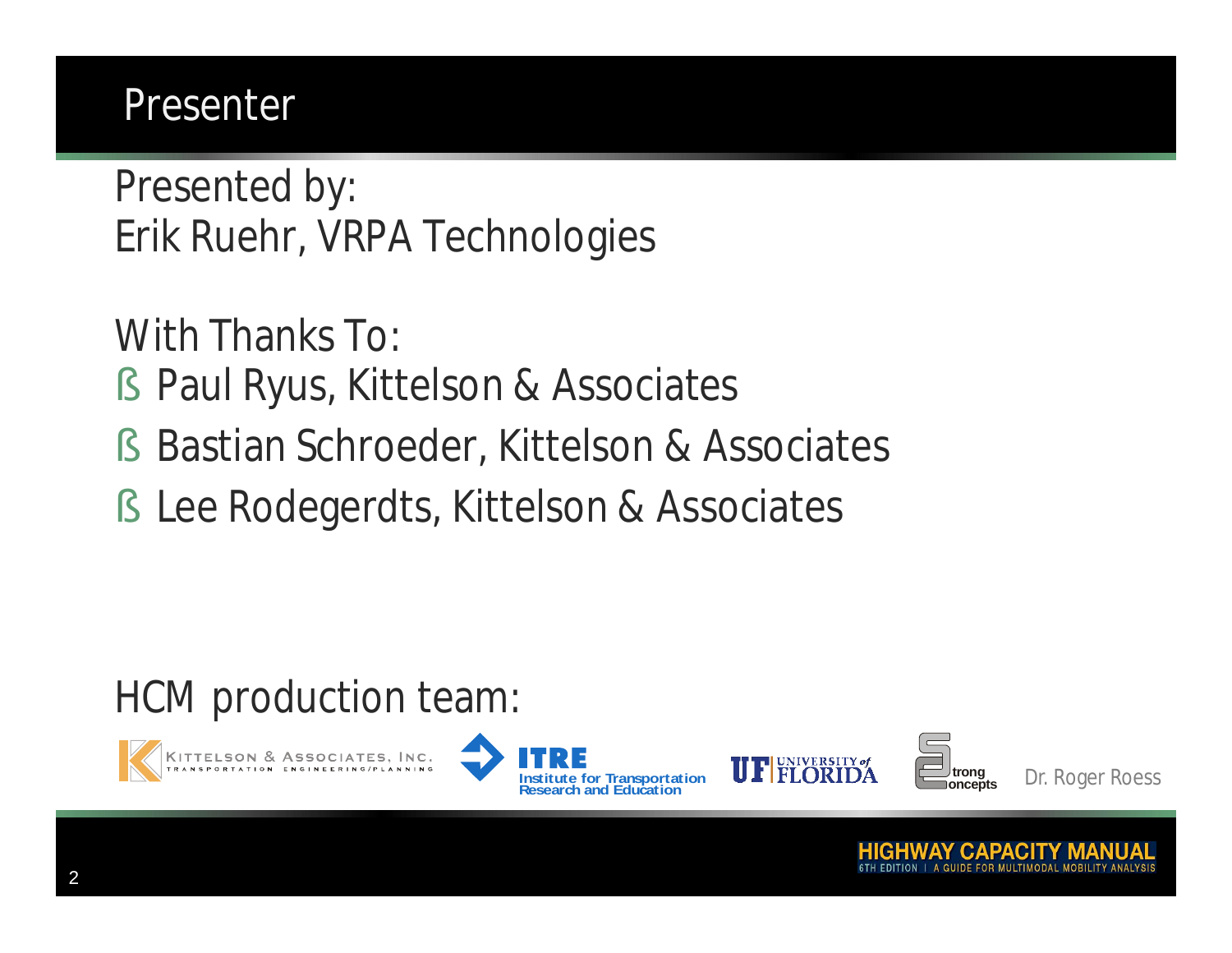# Presenter

Presented by:
Erik Ruehr, VRPA Technologies

With Thanks To:

- Paul Ryus, Kittelson & Associates
- Bastian Schroeder, Kittelson & Associates
- Lee Rodegerdts, Kittelson & Associates

HCM production team:

Kittelson & Associates, Inc. Transportation Engineering/Planning

ITRE Institute for Transportation Research and Education

UF University of Florida

Strong Concepts

Dr. Roger Roess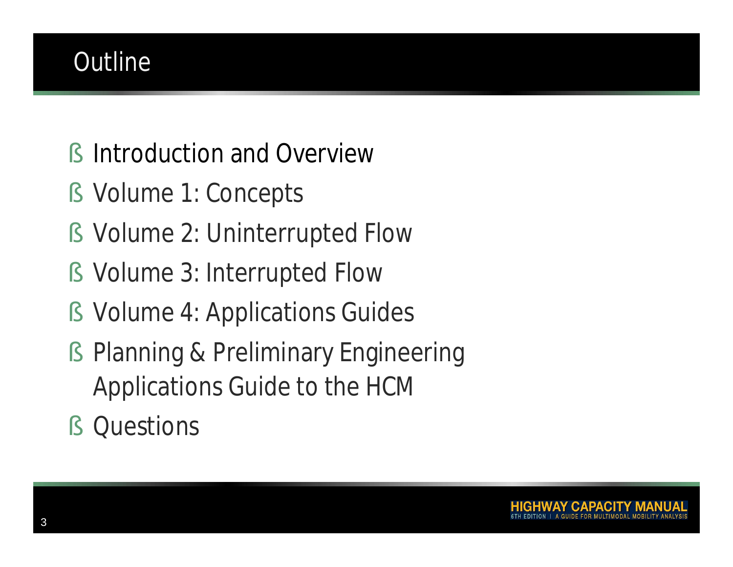# Outline

- Introduction and Overview
- Volume 1: Concepts
- Volume 2: Uninterrupted Flow
- Volume 3: Interrupted Flow
- Volume 4: Applications Guides
- Planning & Preliminary Engineering Applications Guide to the HCM
- Questions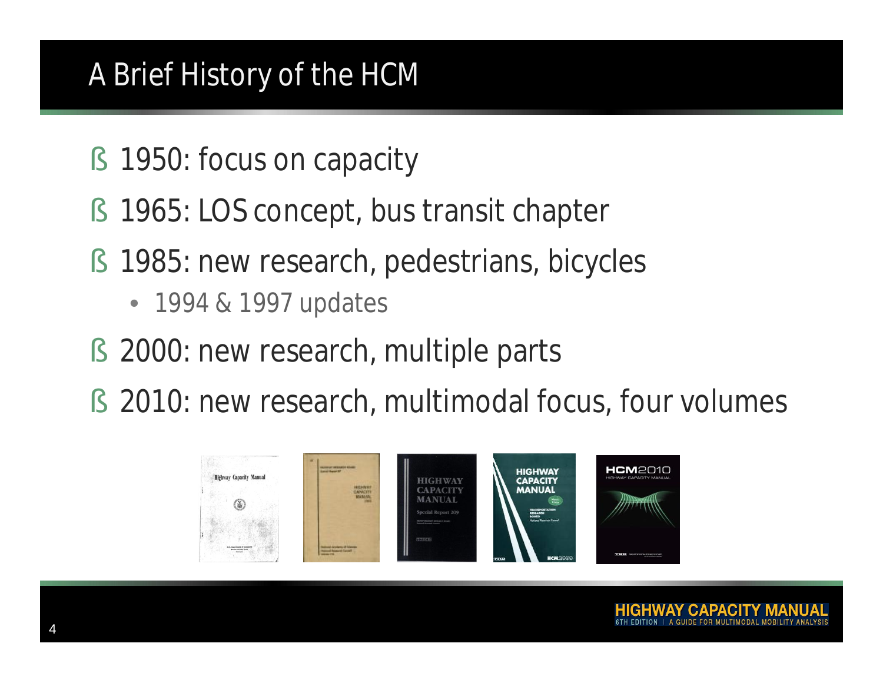# A Brief History of the HCM

- 1950: focus on capacity
- 1965: LOS concept, bus transit chapter
- 1985: new research, pedestrians, bicycles
  - 1994 & 1997 updates
- 2000: new research, multiple parts
- 2010: new research, multimodal focus, four volumes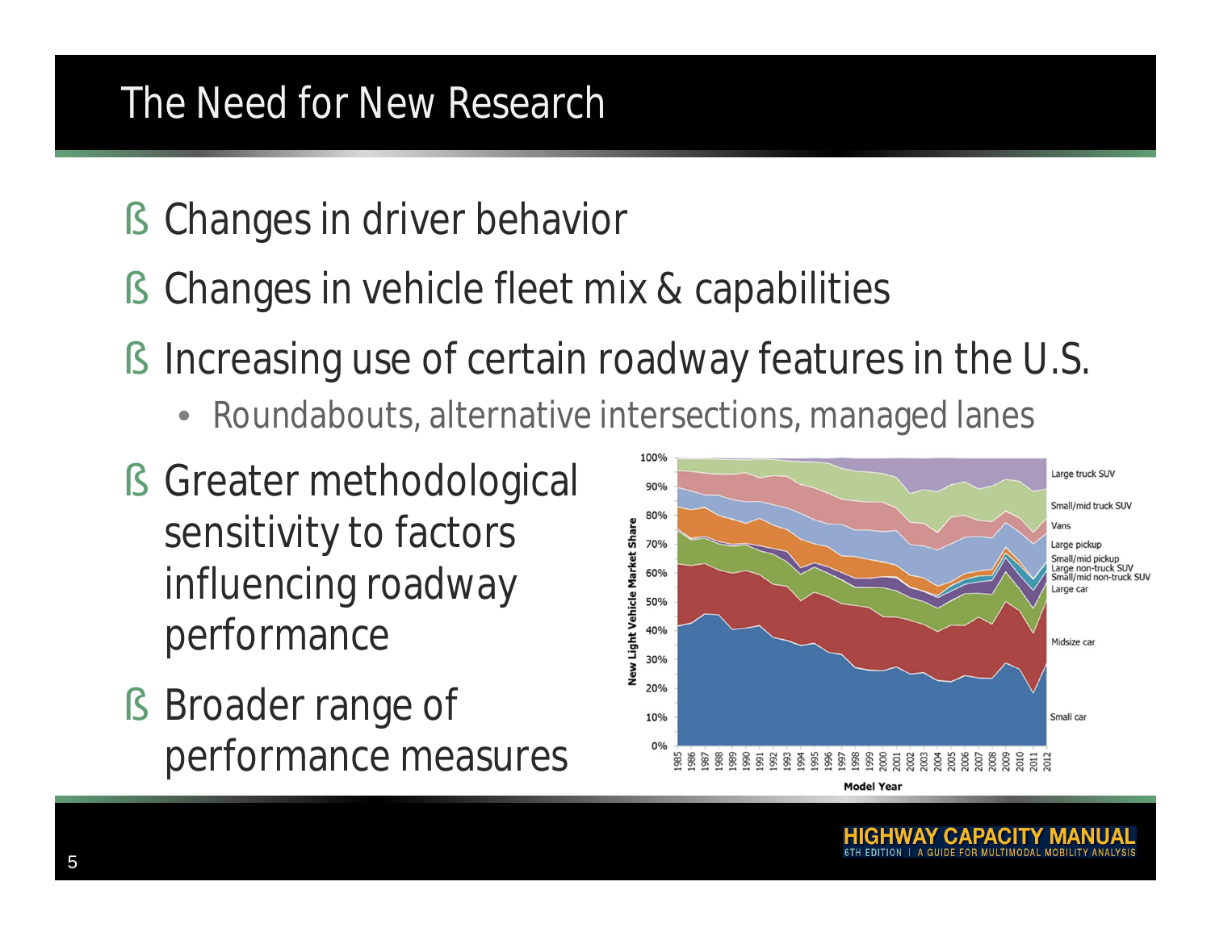# The Need for New Research

- Changes in driver behavior
- Changes in vehicle fleet mix & capabilities
- Increasing use of certain roadway features in the U.S.
  - Roundabouts, alternative intersections, managed lanes
- Greater methodological sensitivity to factors influencing roadway performance
- Broader range of performance measures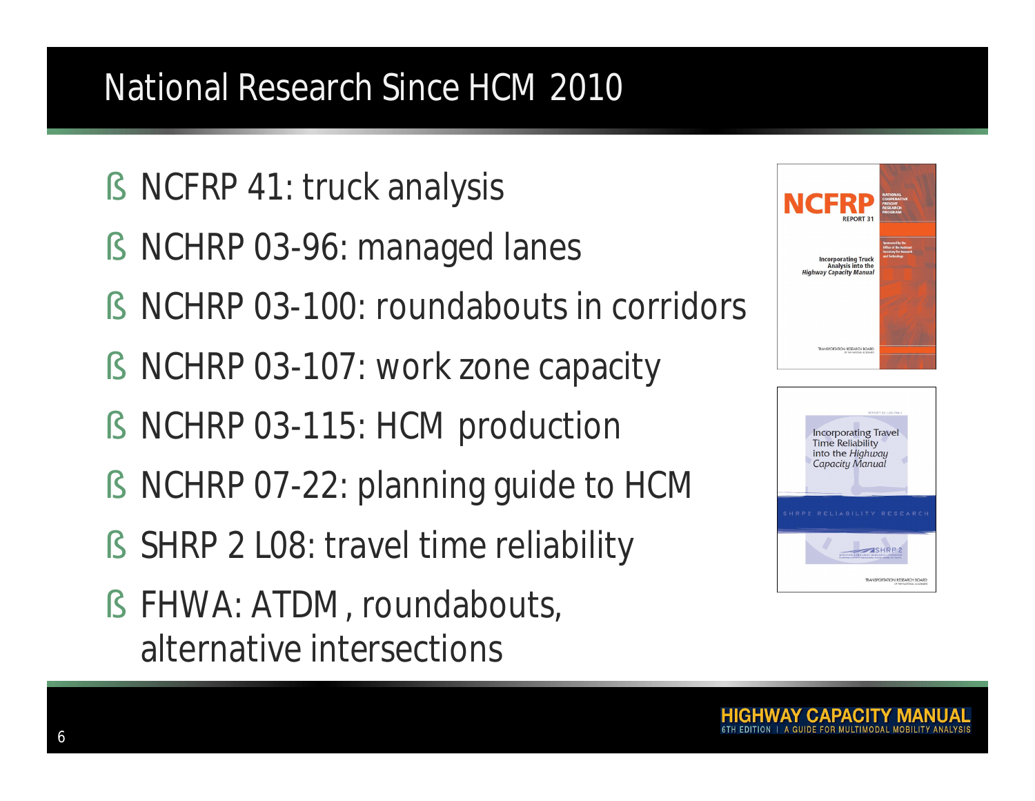# National Research Since HCM 2010

- NCFRP 41: truck analysis
- NCHRP 03-96: managed lanes
- NCHRP 03-100: roundabouts in corridors
- NCHRP 03-107: work zone capacity
- NCHRP 03-115: HCM production
- NCHRP 07-22: planning guide to HCM
- SHRP 2 L08: travel time reliability
- FHWA: ATDM, roundabouts, alternative intersections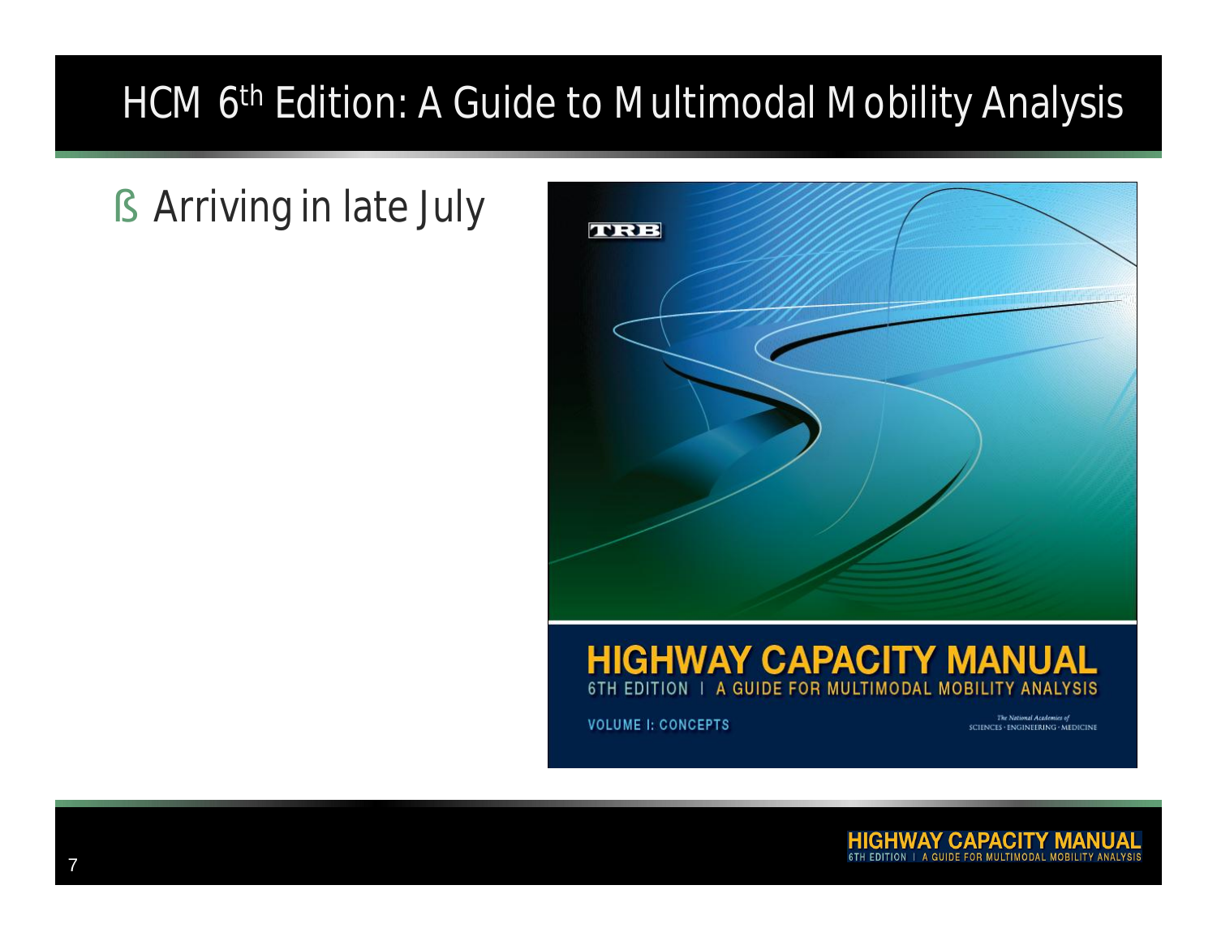# HCM 6th Edition: A Guide to Multimodal Mobility Analysis

- Arriving in late July

TRB

HIGHWAY CAPACITY MANUAL

6TH EDITION | A GUIDE FOR MULTIMODAL MOBILITY ANALYSIS

VOLUME I: CONCEPTS

The National Academies of SCIENCES · ENGINEERING · MEDICINE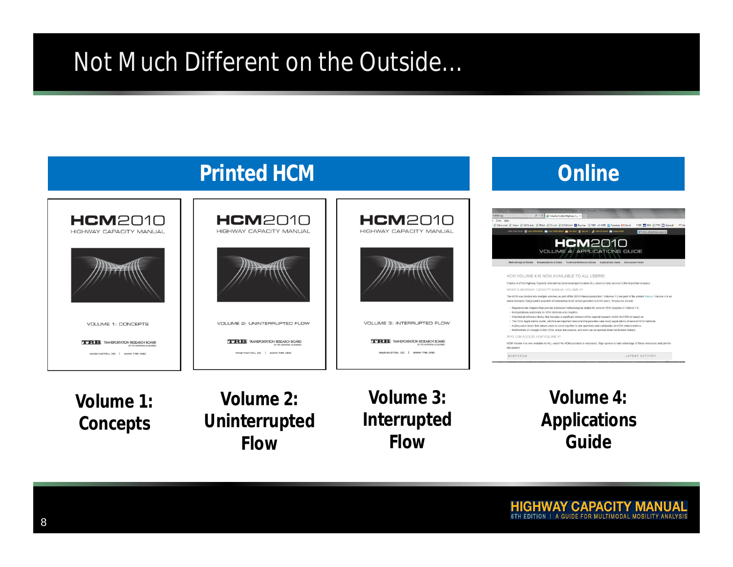# Not Much Different on the Outside…

## Printed HCM

**Volume 1: Concepts**

**Volume 2: Uninterrupted Flow**

**Volume 3: Interrupted Flow**

## Online

**Volume 4: Applications Guide**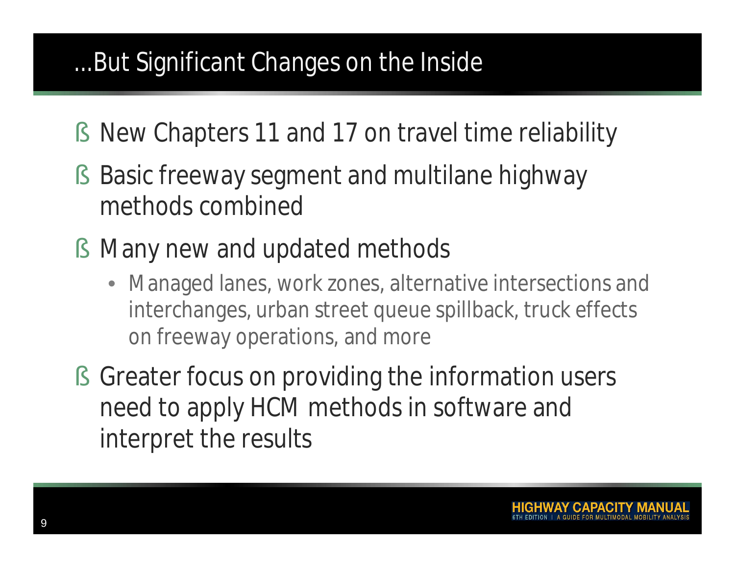## …But Significant Changes on the Inside

- New Chapters 11 and 17 on travel time reliability
- Basic freeway segment and multilane highway methods combined
- Many new and updated methods
  - Managed lanes, work zones, alternative intersections and interchanges, urban street queue spillback, truck effects on freeway operations, and more
- Greater focus on providing the information users need to apply HCM methods in software and interpret the results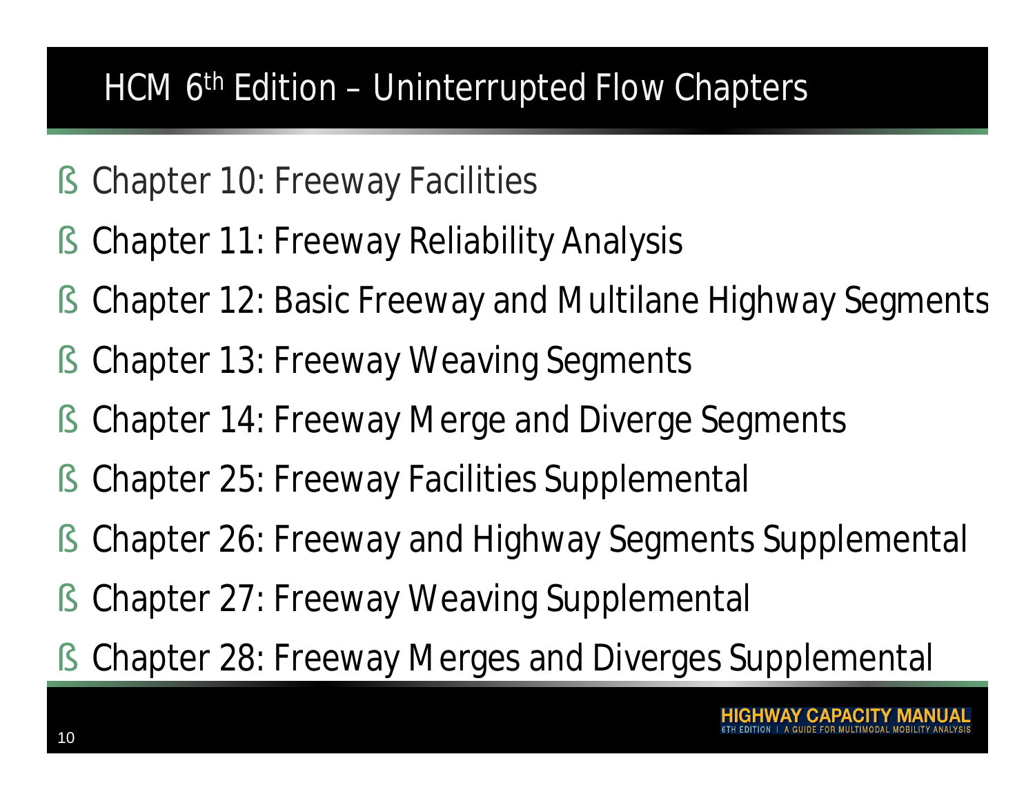# HCM 6th Edition – Uninterrupted Flow Chapters

- Chapter 10: Freeway Facilities
- Chapter 11: Freeway Reliability Analysis
- Chapter 12: Basic Freeway and Multilane Highway Segments
- Chapter 13: Freeway Weaving Segments
- Chapter 14: Freeway Merge and Diverge Segments
- Chapter 25: Freeway Facilities Supplemental
- Chapter 26: Freeway and Highway Segments Supplemental
- Chapter 27: Freeway Weaving Supplemental
- Chapter 28: Freeway Merges and Diverges Supplemental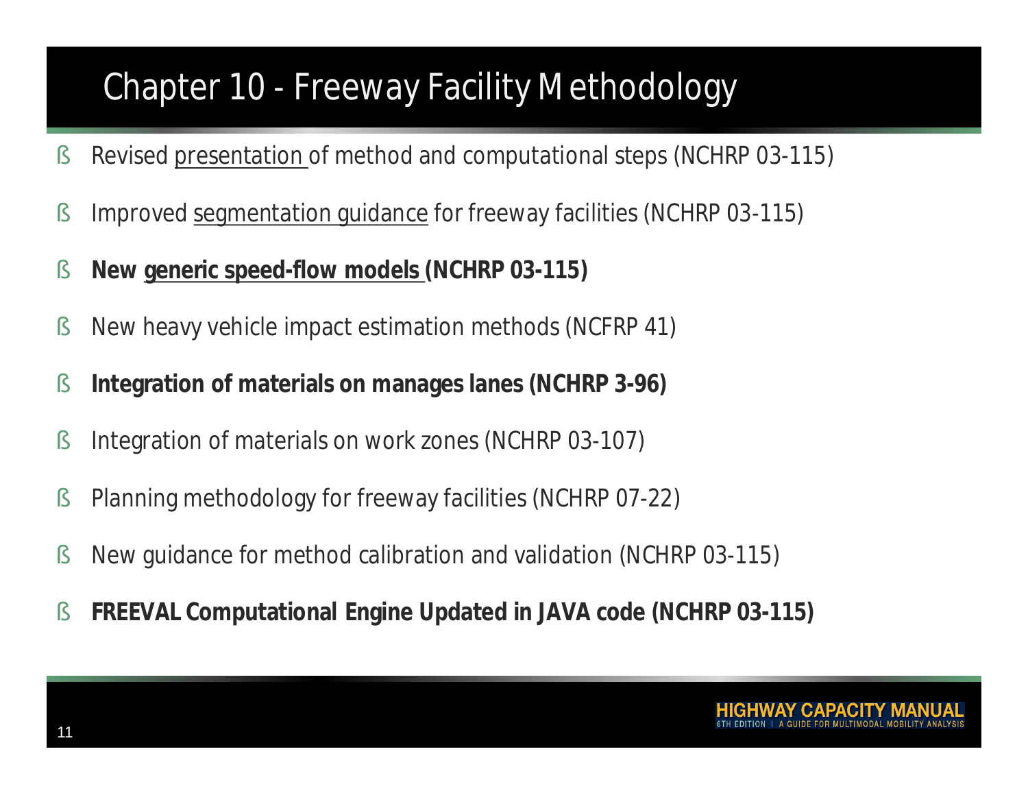# Chapter 10 - Freeway Facility Methodology

- Revised presentation of method and computational steps (NCHRP 03-115)
- Improved segmentation guidance for freeway facilities (NCHRP 03-115)
- **New generic speed-flow models (NCHRP 03-115)**
- New heavy vehicle impact estimation methods (NCFRP 41)
- **Integration of materials on manages lanes (NCHRP 3-96)**
- Integration of materials on work zones (NCHRP 03-107)
- Planning methodology for freeway facilities (NCHRP 07-22)
- New guidance for method calibration and validation (NCHRP 03-115)
- **FREEVAL Computational Engine Updated in JAVA code (NCHRP 03-115)**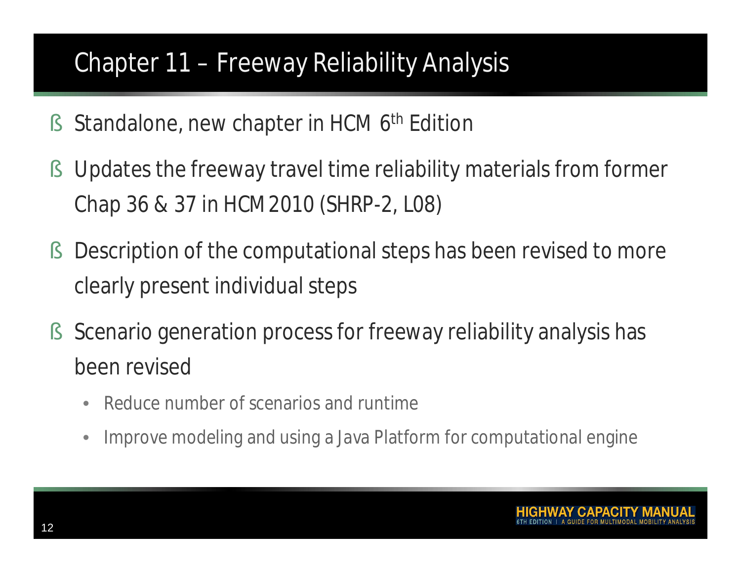# Chapter 11 – Freeway Reliability Analysis

- Standalone, new chapter in HCM 6th Edition
- Updates the freeway travel time reliability materials from former Chap 36 & 37 in HCM 2010 (SHRP-2, L08)
- Description of the computational steps has been revised to more clearly present individual steps
- Scenario generation process for freeway reliability analysis has been revised
  - Reduce number of scenarios and runtime
  - Improve modeling and using a Java Platform for computational engine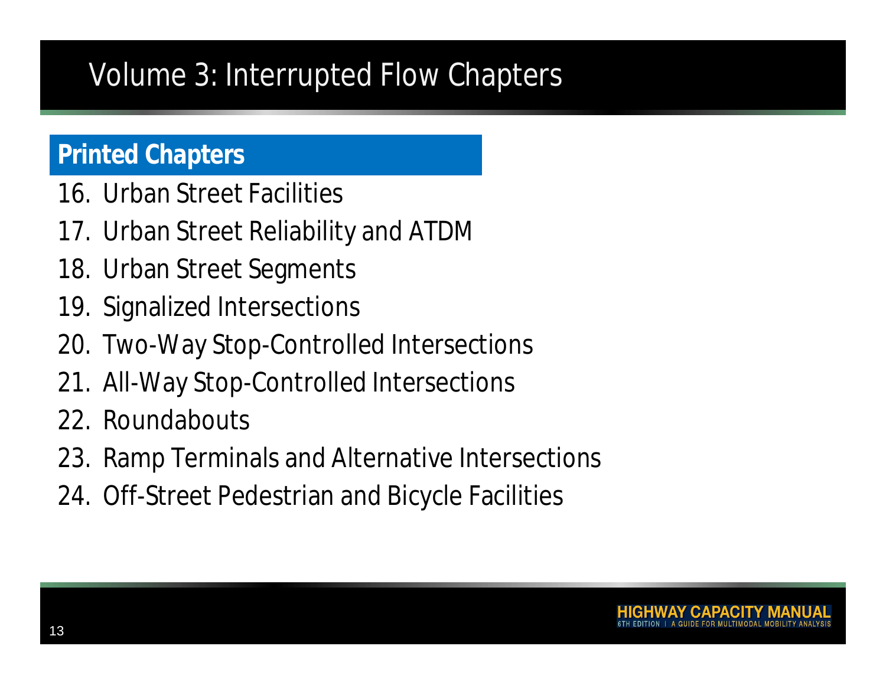# Volume 3: Interrupted Flow Chapters

## Printed Chapters

16. Urban Street Facilities
17. Urban Street Reliability and ATDM
18. Urban Street Segments
19. Signalized Intersections
20. Two-Way Stop-Controlled Intersections
21. All-Way Stop-Controlled Intersections
22. Roundabouts
23. Ramp Terminals and Alternative Intersections
24. Off-Street Pedestrian and Bicycle Facilities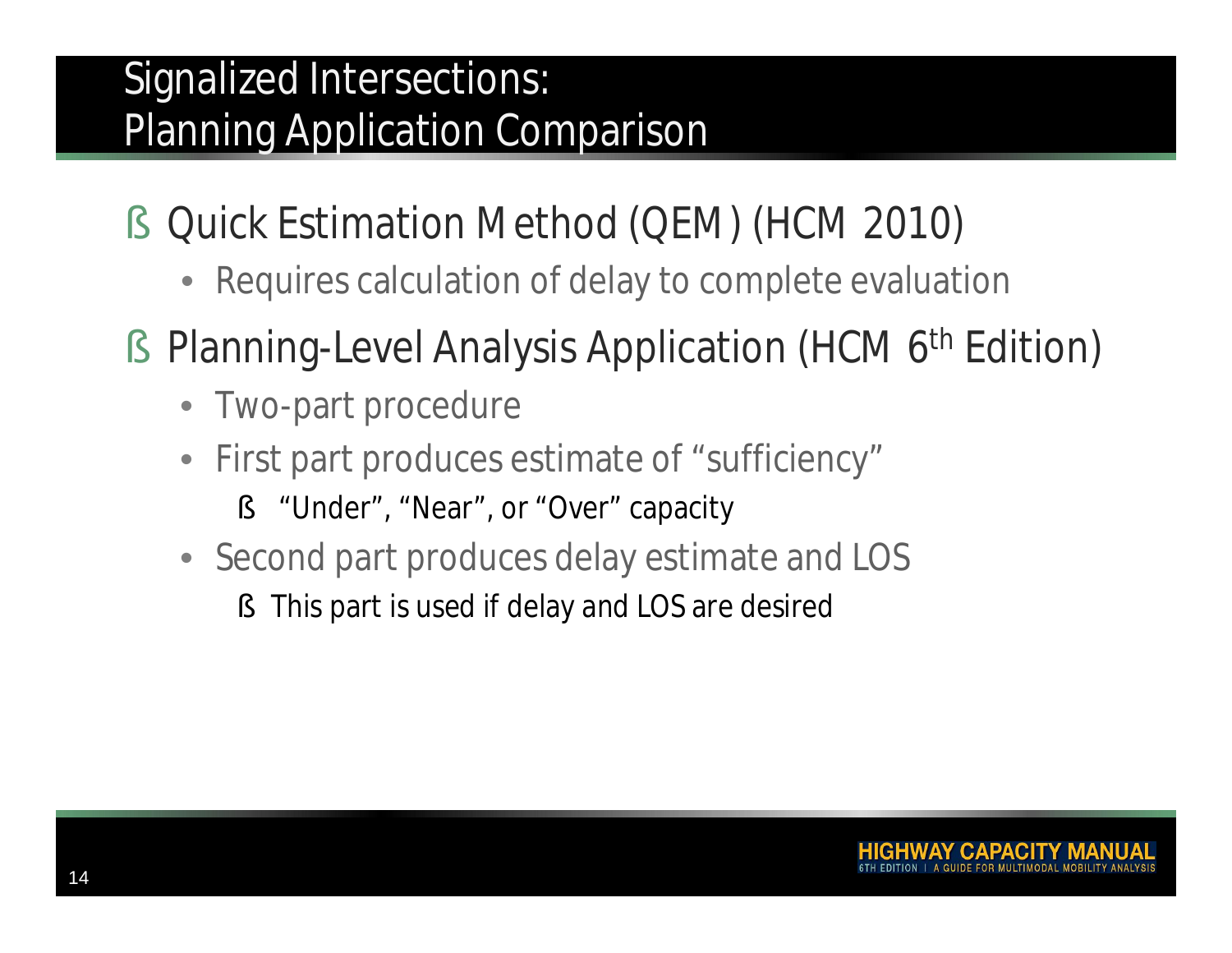# Signalized Intersections: Planning Application Comparison

- Quick Estimation Method (QEM) (HCM 2010)
  - Requires calculation of delay to complete evaluation
- Planning-Level Analysis Application (HCM 6th Edition)
  - Two-part procedure
  - First part produces estimate of "sufficiency"
    - "Under", "Near", or "Over" capacity
  - Second part produces delay estimate and LOS
    - This part is used if delay and LOS are desired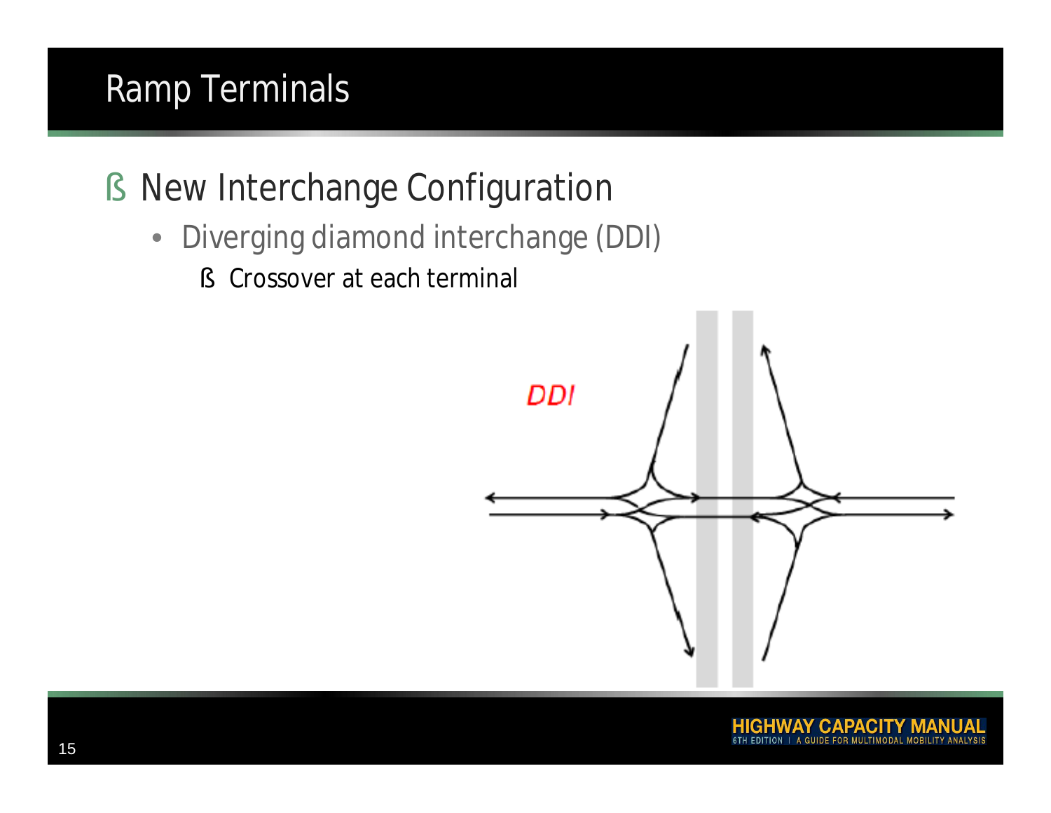# Ramp Terminals

- New Interchange Configuration
  - Diverging diamond interchange (DDI)
    - Crossover at each terminal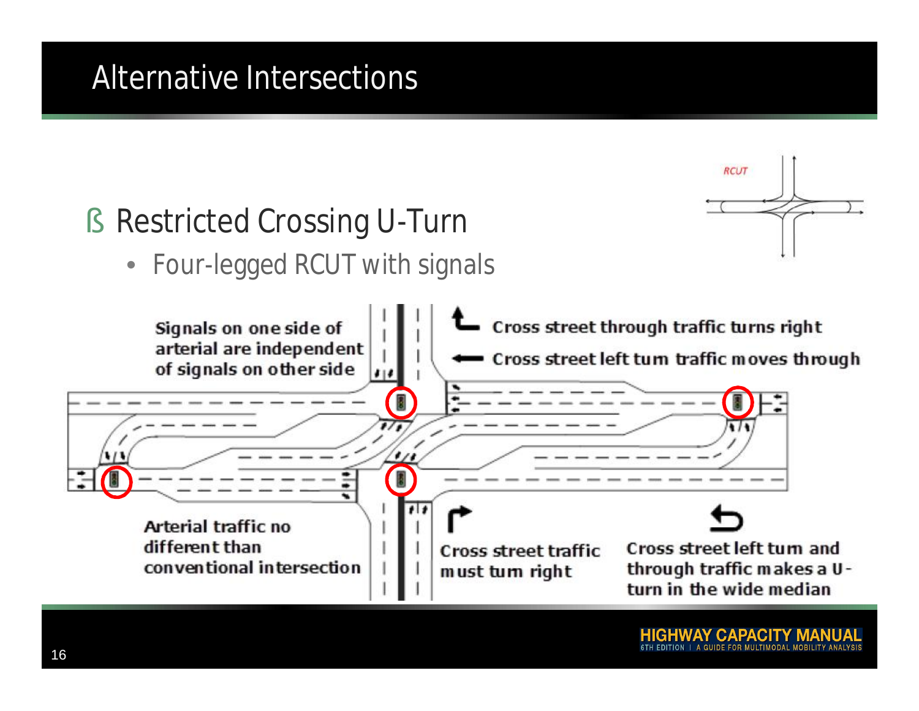# Alternative Intersections

- Restricted Crossing U-Turn
  - Four-legged RCUT with signals

RCUT

Signals on one side of arterial are independent of signals on other side

Cross street through traffic turns right

Cross street left turn traffic moves through

Arterial traffic no different than conventional intersection

Cross street traffic must turn right

Cross street left turn and through traffic makes a U-turn in the wide median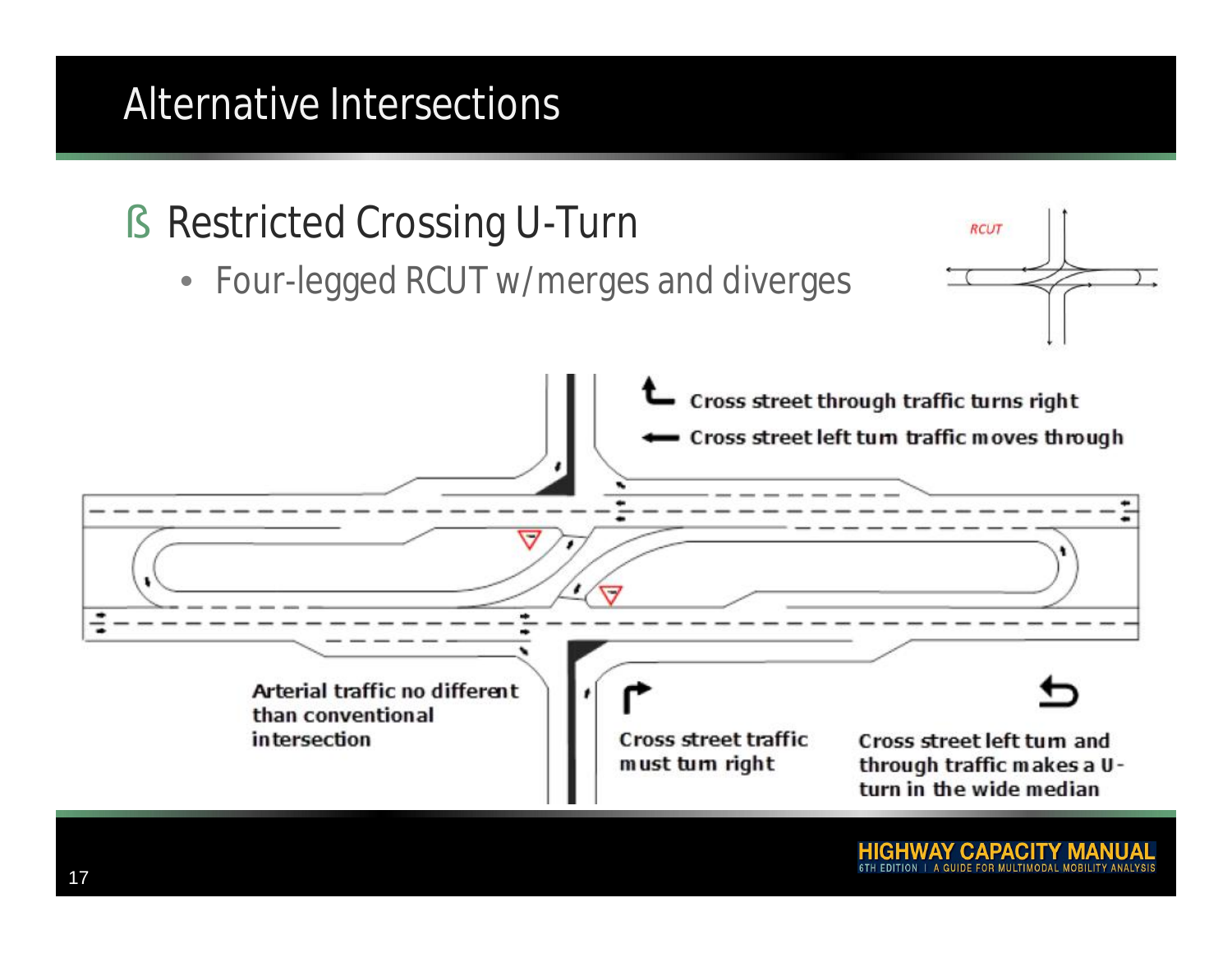# Alternative Intersections

## ß Restricted Crossing U-Turn

- Four-legged RCUT w/merges and diverges

RCUT

Cross street through traffic turns right

Cross street left turn traffic moves through

Arterial traffic no different than conventional intersection

Cross street traffic must turn right

Cross street left turn and through traffic makes a U-turn in the wide median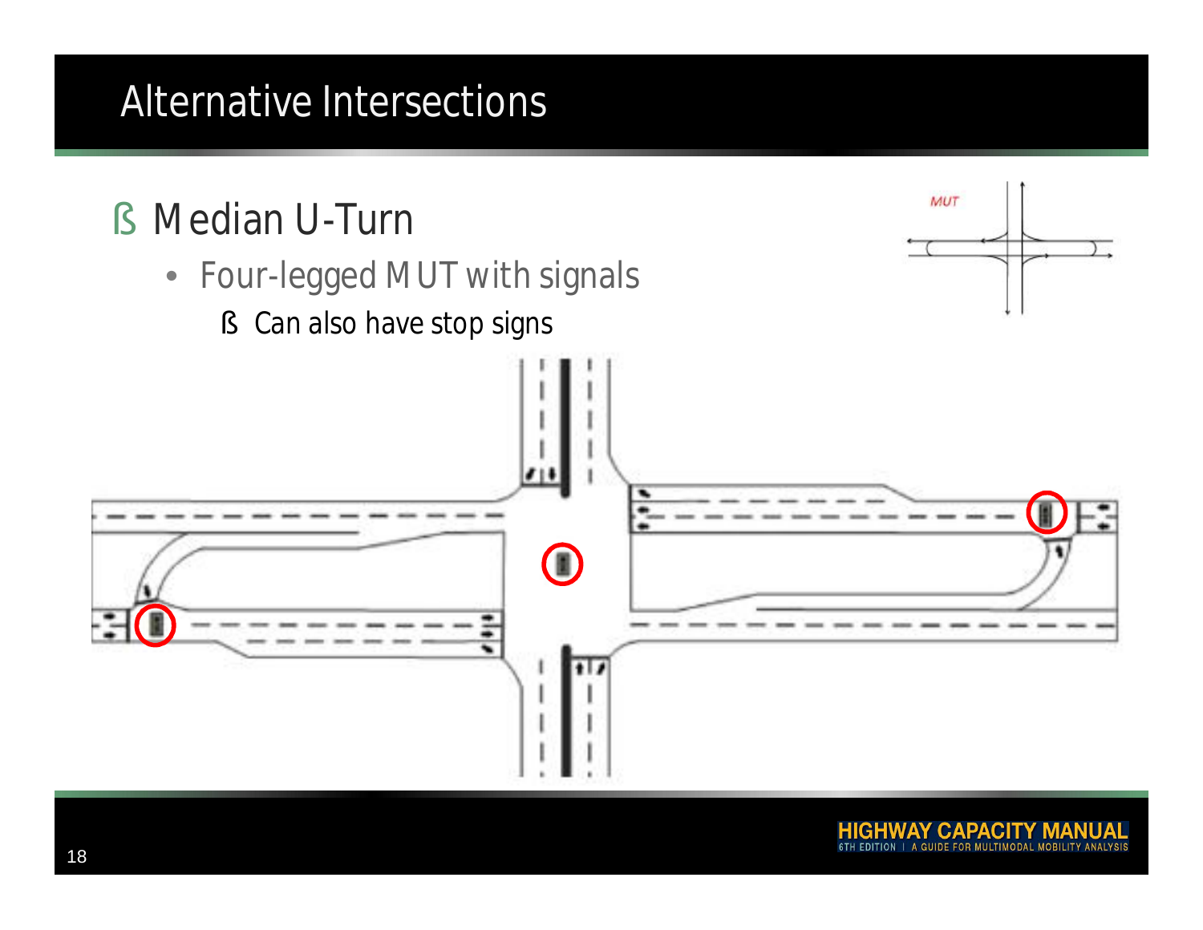# Alternative Intersections

- Median U-Turn
  - Four-legged MUT with signals
    - Can also have stop signs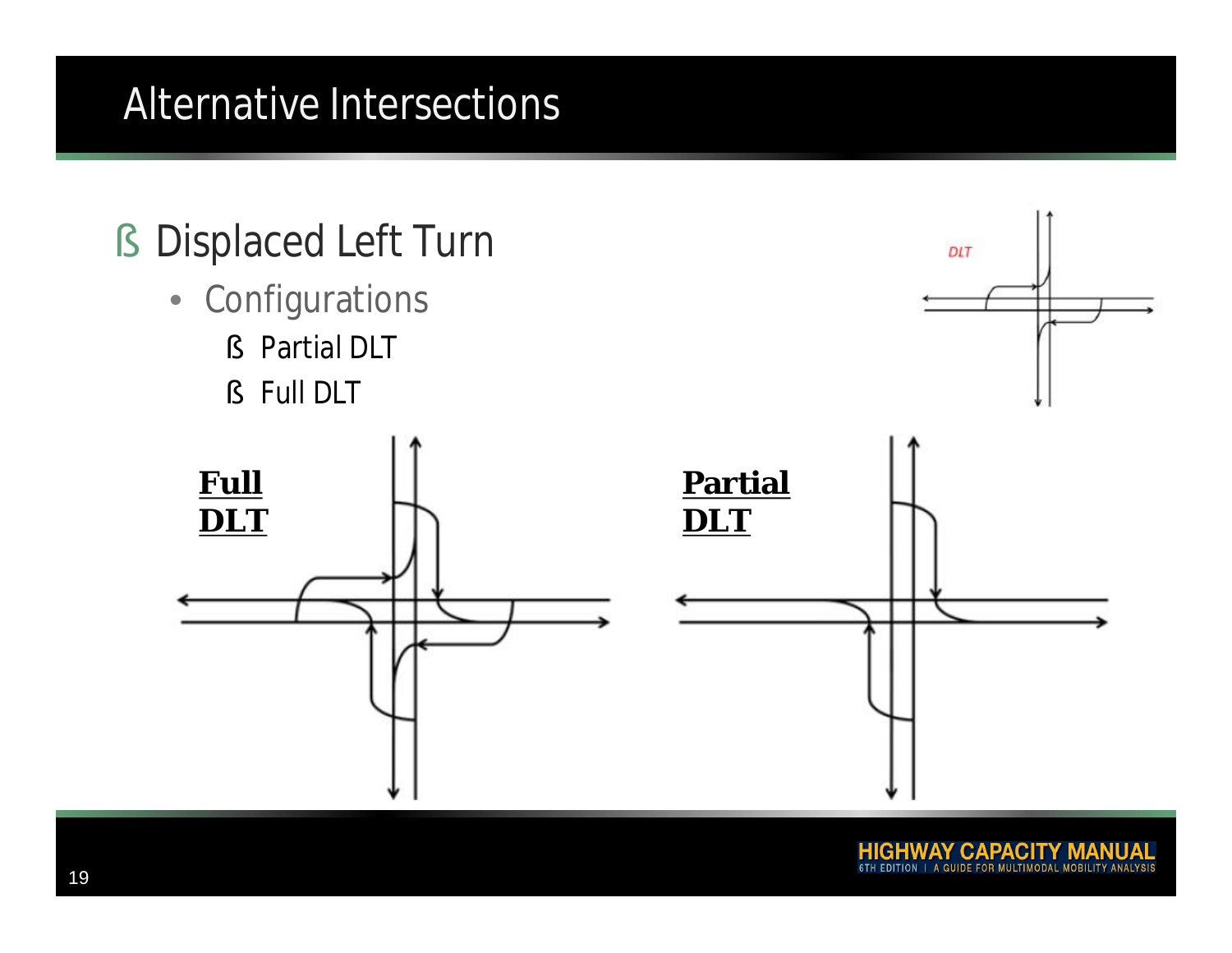# Alternative Intersections

- Displaced Left Turn
  - Configurations
    - Partial DLT
    - Full DLT

DLT

**Full DLT**

**Partial DLT**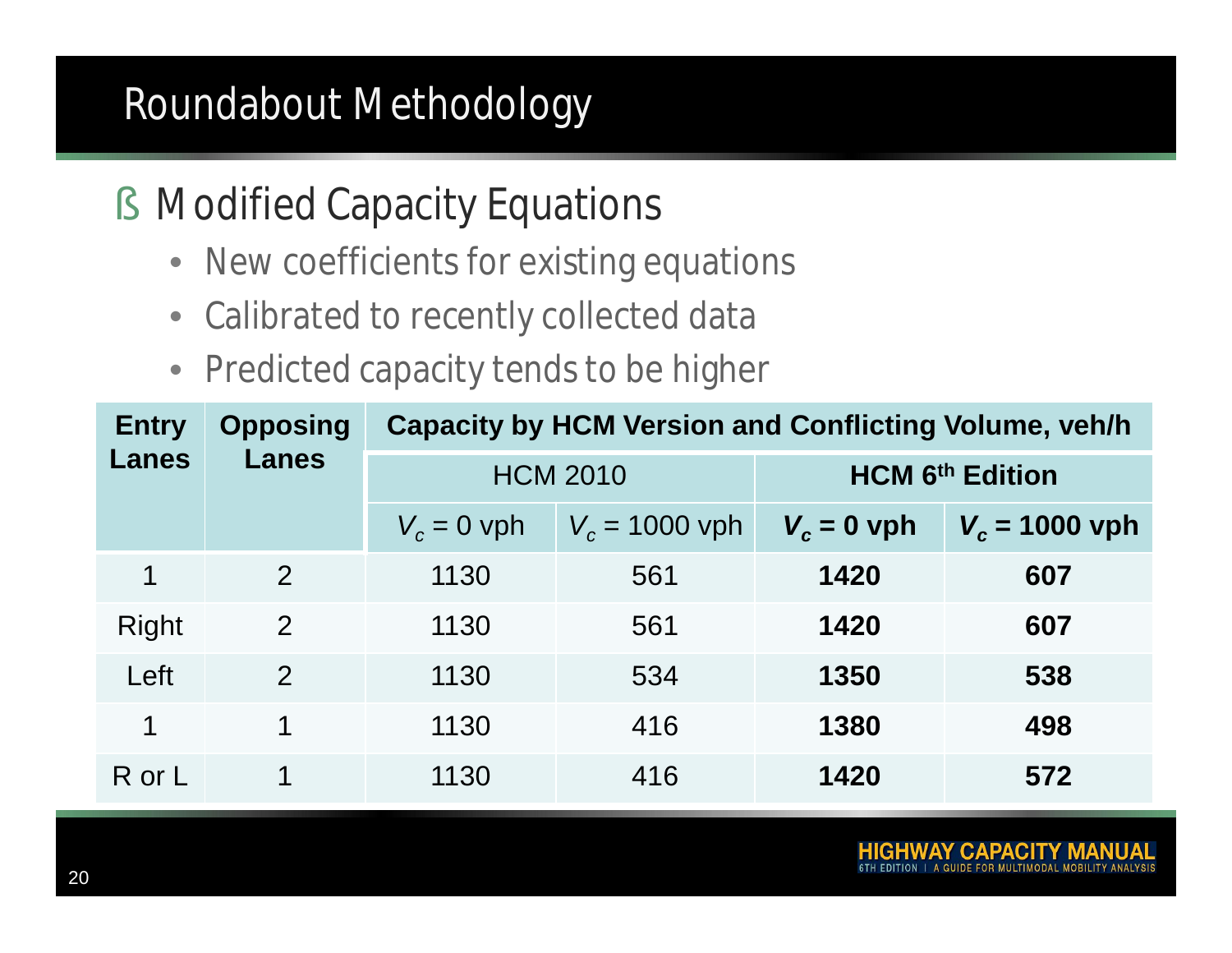# Roundabout Methodology

## Modified Capacity Equations

- New coefficients for existing equations
- Calibrated to recently collected data
- Predicted capacity tends to be higher

| Entry Lanes | Opposing Lanes | Capacity by HCM Version and Conflicting Volume, veh/h | | | |
|---|---|---|---|---|---|
| | | HCM 2010 | | **HCM 6th Edition** | |
| | | $V_c$ = 0 vph | $V_c$ = 1000 vph | **$V_c$ = 0 vph** | **$V_c$ = 1000 vph** |
| 1 | 2 | 1130 | 561 | **1420** | **607** |
| Right | 2 | 1130 | 561 | **1420** | **607** |
| Left | 2 | 1130 | 534 | **1350** | **538** |
| 1 | 1 | 1130 | 416 | **1380** | **498** |
| R or L | 1 | 1130 | 416 | **1420** | **572** |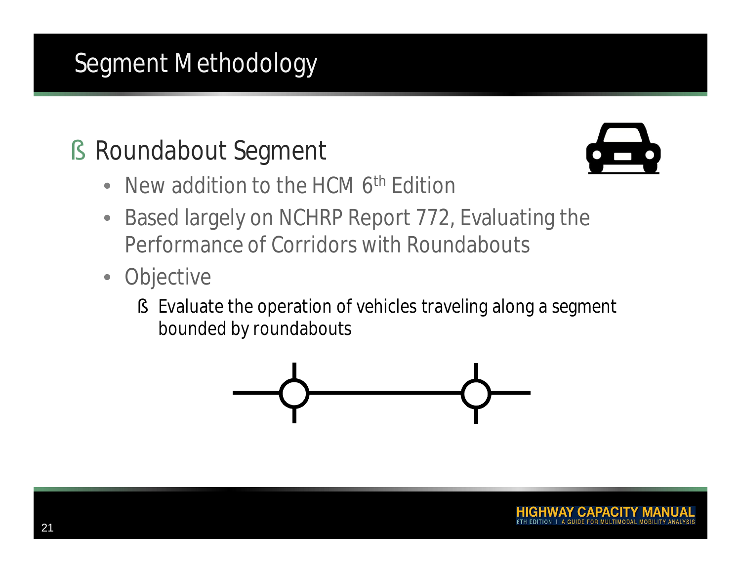# Segment Methodology

- Roundabout Segment
  - New addition to the HCM 6th Edition
  - Based largely on NCHRP Report 772, Evaluating the Performance of Corridors with Roundabouts
  - Objective
    - Evaluate the operation of vehicles traveling along a segment bounded by roundabouts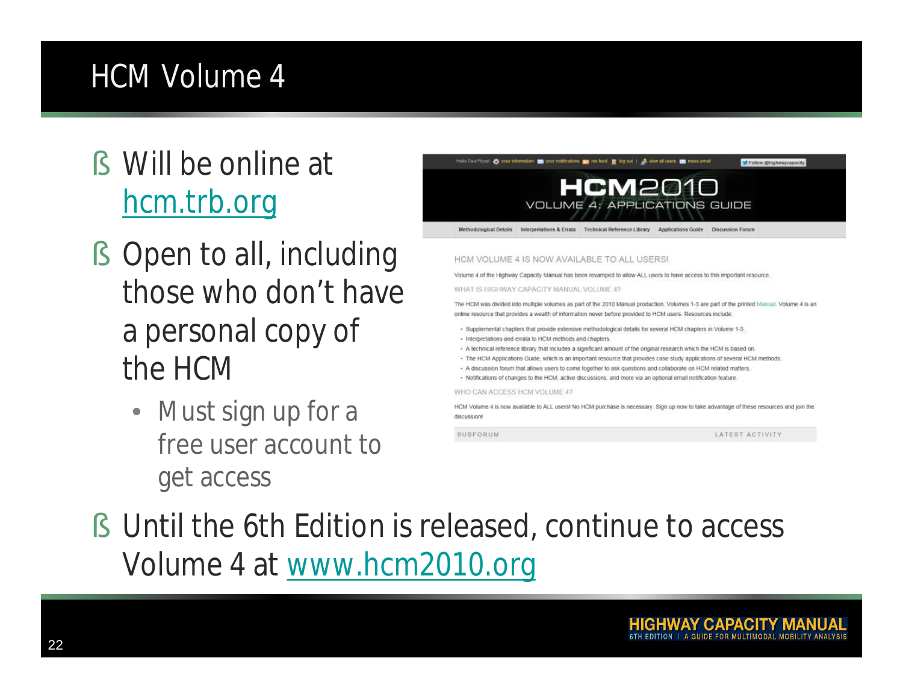# HCM Volume 4

- Will be online at hcm.trb.org
- Open to all, including those who don't have a personal copy of the HCM
  - Must sign up for a free user account to get access

Hello Paul Ryus! your information | your notifications | rss feed | log out | view all users | mass email | Follow @highwaycapacity

HCM2010
VOLUME 4: APPLICATIONS GUIDE

Methodological Details | Interpretations & Errata | Technical Reference Library | Applications Guide | Discussion Forum

HCM VOLUME 4 IS NOW AVAILABLE TO ALL USERS!

Volume 4 of the Highway Capacity Manual has been revamped to allow ALL users to have access to this important resource.

WHAT IS HIGHWAY CAPACITY MANUAL VOLUME 4?

The HCM was divided into multiple volumes as part of the 2010 Manual production. Volumes 1-3 are part of the printed Manual. Volume 4 is an online resource that provides a wealth of information never before provided to HCM users. Resources include:

- Supplemental chapters that provide extensive methodological details for several HCM chapters in Volume 1-3.
- Interpretations and errata to HCM methods and chapters.
- A technical reference library that includes a significant amount of the original research which the HCM is based on.
- The HCM Applications Guide, which is an important resource that provides case study applications of several HCM methods.
- A discussion forum that allows users to come together to ask questions and collaborate on HCM related matters.
- Notifications of changes to the HCM, active discussions, and more via an optional email notification feature.

WHO CAN ACCESS HCM VOLUME 4?

HCM Volume 4 is now available to ALL users! No HCM purchase is necessary. Sign up now to take advantage of these resources and join the discussion!

SUBFORUM | LATEST ACTIVITY

- Until the 6th Edition is released, continue to access Volume 4 at www.hcm2010.org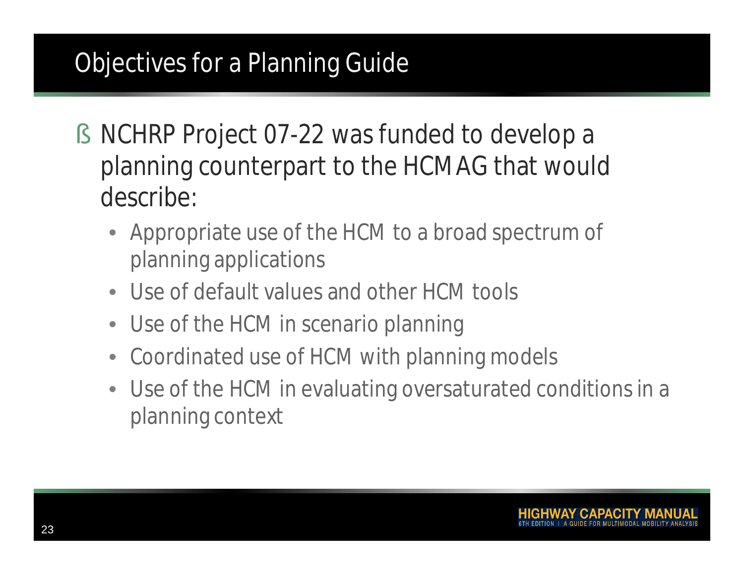# Objectives for a Planning Guide

- NCHRP Project 07-22 was funded to develop a planning counterpart to the HCM AG that would describe:
  - Appropriate use of the HCM to a broad spectrum of planning applications
  - Use of default values and other HCM tools
  - Use of the HCM in scenario planning
  - Coordinated use of HCM with planning models
  - Use of the HCM in evaluating oversaturated conditions in a planning context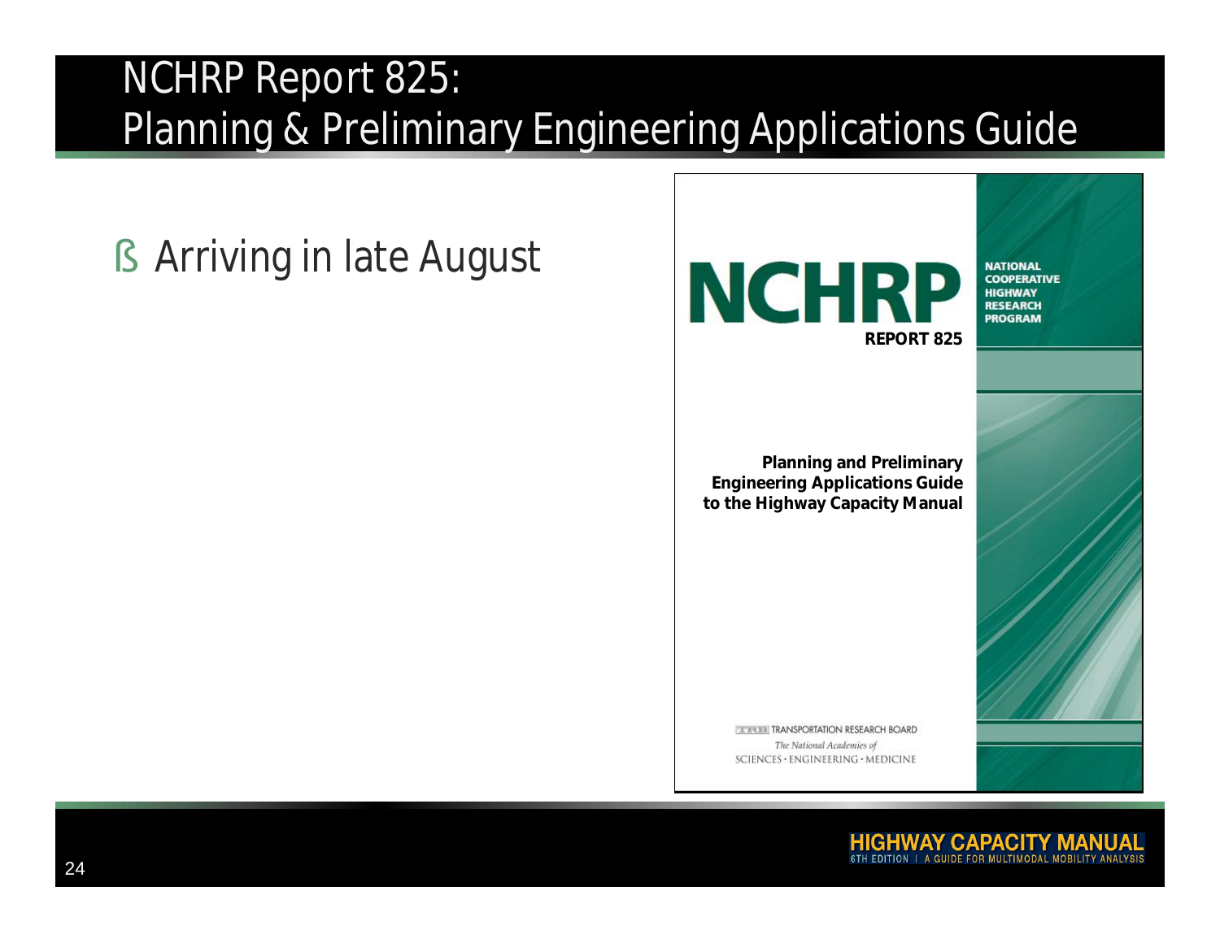# NCHRP Report 825: Planning & Preliminary Engineering Applications Guide

- Arriving in late August

NCHRP

REPORT 825

NATIONAL COOPERATIVE HIGHWAY RESEARCH PROGRAM

**Planning and Preliminary Engineering Applications Guide to the Highway Capacity Manual**

TRB TRANSPORTATION RESEARCH BOARD

*The National Academies of*

SCIENCES · ENGINEERING · MEDICINE